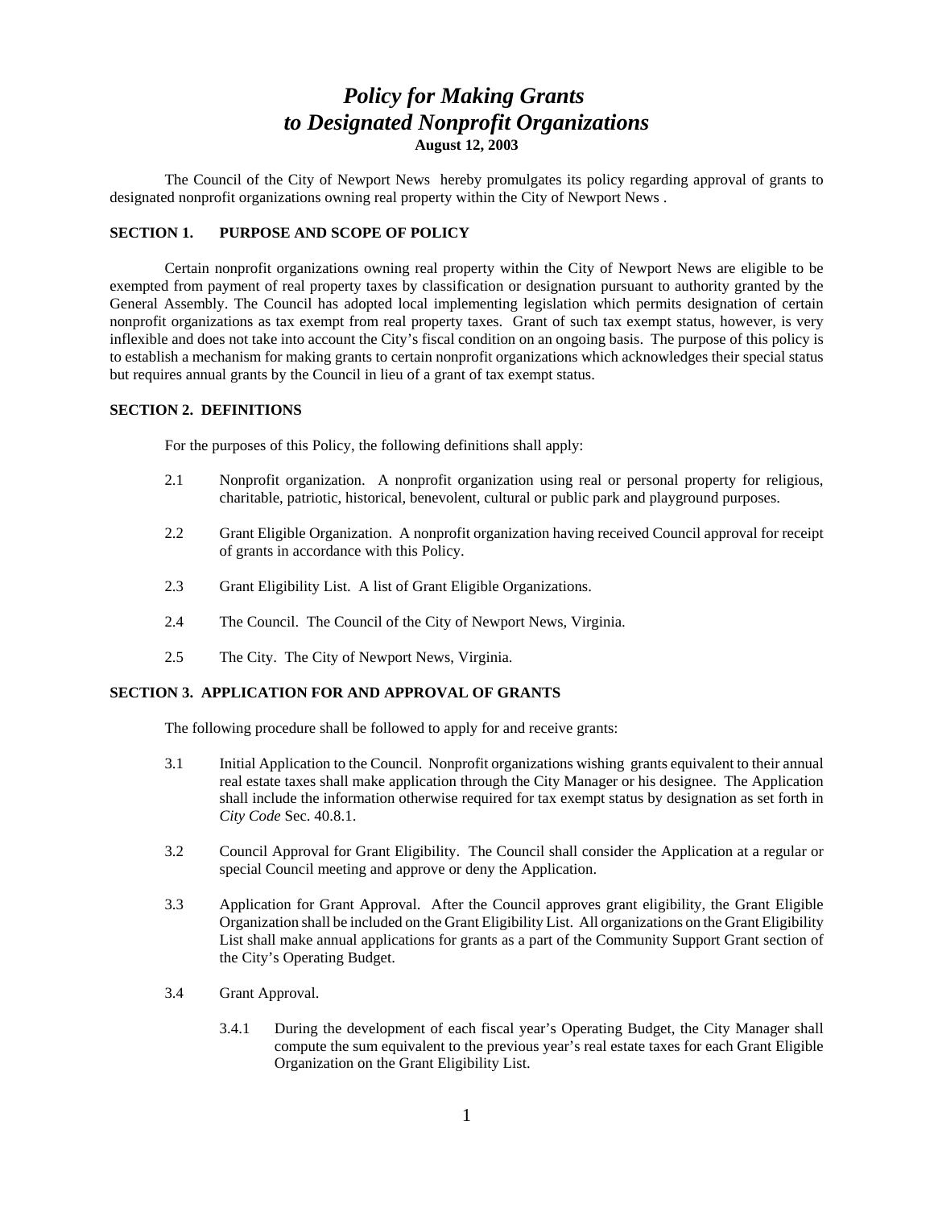# *Policy for Making Grants to Designated Nonprofit Organizations*

**August 12, 2003**

The Council of the City of Newport News hereby promulgates its policy regarding approval of grants to designated nonprofit organizations owning real property within the City of Newport News .

## SECTION 1. PURPOSE AND SCOPE OF POLICY

Certain nonprofit organizations owning real property within the City of Newport News are eligible to be exempted from payment of real property taxes by classification or designation pursuant to authority granted by the General Assembly. The Council has adopted local implementing legislation which permits designation of certain nonprofit organizations as tax exempt from real property taxes. Grant of such tax exempt status, however, is very inflexible and does not take into account the City's fiscal condition on an ongoing basis. The purpose of this policy is to establish a mechanism for making grants to certain nonprofit organizations which acknowledges their special status but requires annual grants by the Council in lieu of a grant of tax exempt status.

## SECTION 2. DEFINITIONS

For the purposes of this Policy, the following definitions shall apply:

2.1 Nonprofit organization. A nonprofit organization using real or personal property for religious, charitable, patriotic, historical, benevolent, cultural or public park and playground purposes.

2.2 Grant Eligible Organization. A nonprofit organization having received Council approval for receipt of grants in accordance with this Policy.

2.3 Grant Eligibility List. A list of Grant Eligible Organizations.

2.4 The Council. The Council of the City of Newport News, Virginia.

2.5 The City. The City of Newport News, Virginia.

## SECTION 3. APPLICATION FOR AND APPROVAL OF GRANTS

The following procedure shall be followed to apply for and receive grants:

3.1 Initial Application to the Council. Nonprofit organizations wishing grants equivalent to their annual real estate taxes shall make application through the City Manager or his designee. The Application shall include the information otherwise required for tax exempt status by designation as set forth in *City Code* Sec. 40.8.1.

3.2 Council Approval for Grant Eligibility. The Council shall consider the Application at a regular or special Council meeting and approve or deny the Application.

3.3 Application for Grant Approval. After the Council approves grant eligibility, the Grant Eligible Organization shall be included on the Grant Eligibility List. All organizations on the Grant Eligibility List shall make annual applications for grants as a part of the Community Support Grant section of the City's Operating Budget.

3.4 Grant Approval.

3.4.1 During the development of each fiscal year's Operating Budget, the City Manager shall compute the sum equivalent to the previous year's real estate taxes for each Grant Eligible Organization on the Grant Eligibility List.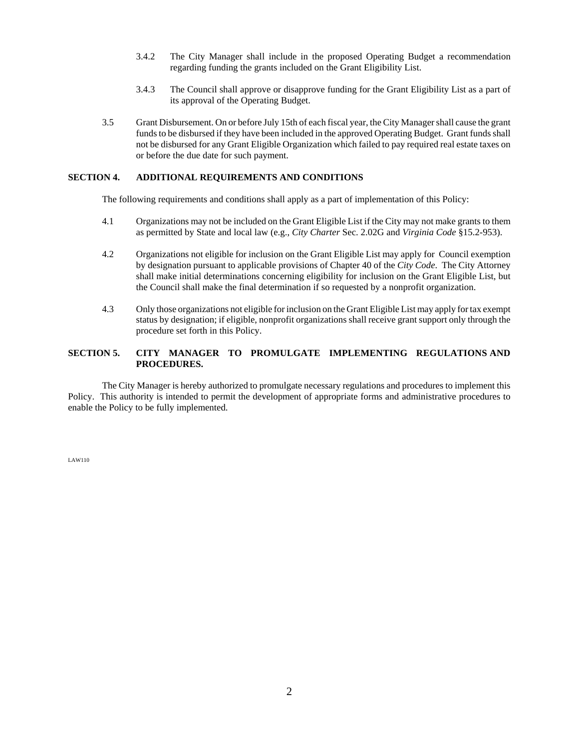3.4.2 The City Manager shall include in the proposed Operating Budget a recommendation regarding funding the grants included on the Grant Eligibility List.

3.4.3 The Council shall approve or disapprove funding for the Grant Eligibility List as a part of its approval of the Operating Budget.

3.5 Grant Disbursement. On or before July 15th of each fiscal year, the City Manager shall cause the grant funds to be disbursed if they have been included in the approved Operating Budget. Grant funds shall not be disbursed for any Grant Eligible Organization which failed to pay required real estate taxes on or before the due date for such payment.

## SECTION 4. ADDITIONAL REQUIREMENTS AND CONDITIONS

The following requirements and conditions shall apply as a part of implementation of this Policy:

4.1 Organizations may not be included on the Grant Eligible List if the City may not make grants to them as permitted by State and local law (e.g., *City Charter* Sec. 2.02G and *Virginia Code* §15.2-953).

4.2 Organizations not eligible for inclusion on the Grant Eligible List may apply for Council exemption by designation pursuant to applicable provisions of Chapter 40 of the *City Code*. The City Attorney shall make initial determinations concerning eligibility for inclusion on the Grant Eligible List, but the Council shall make the final determination if so requested by a nonprofit organization.

4.3 Only those organizations not eligible for inclusion on the Grant Eligible List may apply for tax exempt status by designation; if eligible, nonprofit organizations shall receive grant support only through the procedure set forth in this Policy.

## SECTION 5. CITY MANAGER TO PROMULGATE IMPLEMENTING REGULATIONS AND PROCEDURES.

The City Manager is hereby authorized to promulgate necessary regulations and procedures to implement this Policy. This authority is intended to permit the development of appropriate forms and administrative procedures to enable the Policy to be fully implemented.

LAW110